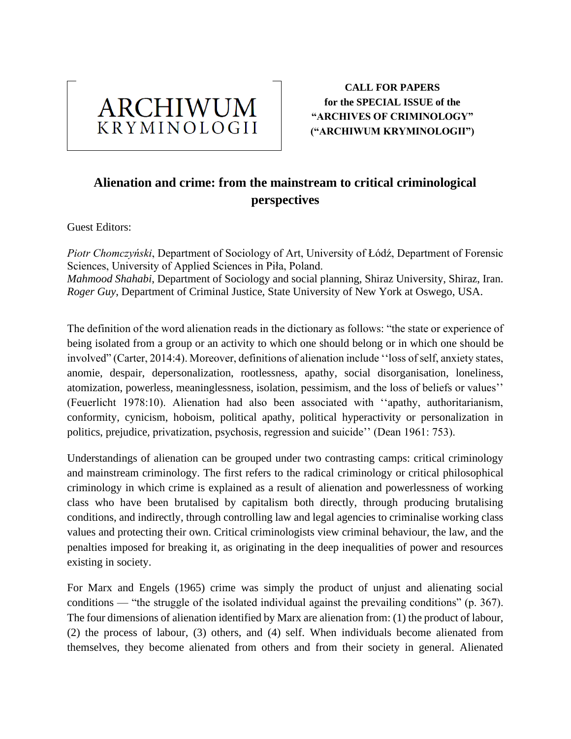ARCHIWUM
KRYMINOLOGII

**CALL FOR PAPERS**
**for the SPECIAL ISSUE of the**
**"ARCHIVES OF CRIMINOLOGY"**
**("ARCHIWUM KRYMINOLOGII")**

# Alienation and crime: from the mainstream to critical criminological perspectives

Guest Editors:

*Piotr Chomczyński*, Department of Sociology of Art, University of Łódź, Department of Forensic Sciences, University of Applied Sciences in Piła, Poland.
*Mahmood Shahabi*, Department of Sociology and social planning, Shiraz University, Shiraz, Iran.
*Roger Guy*, Department of Criminal Justice, State University of New York at Oswego, USA.

The definition of the word alienation reads in the dictionary as follows: "the state or experience of being isolated from a group or an activity to which one should belong or in which one should be involved" (Carter, 2014:4). Moreover, definitions of alienation include ''loss of self, anxiety states, anomie, despair, depersonalization, rootlessness, apathy, social disorganisation, loneliness, atomization, powerless, meaninglessness, isolation, pessimism, and the loss of beliefs or values'' (Feuerlicht 1978:10). Alienation had also been associated with ''apathy, authoritarianism, conformity, cynicism, hoboism, political apathy, political hyperactivity or personalization in politics, prejudice, privatization, psychosis, regression and suicide'' (Dean 1961: 753).

Understandings of alienation can be grouped under two contrasting camps: critical criminology and mainstream criminology. The first refers to the radical criminology or critical philosophical criminology in which crime is explained as a result of alienation and powerlessness of working class who have been brutalised by capitalism both directly, through producing brutalising conditions, and indirectly, through controlling law and legal agencies to criminalise working class values and protecting their own. Critical criminologists view criminal behaviour, the law, and the penalties imposed for breaking it, as originating in the deep inequalities of power and resources existing in society.

For Marx and Engels (1965) crime was simply the product of unjust and alienating social conditions — "the struggle of the isolated individual against the prevailing conditions" (p. 367). The four dimensions of alienation identified by Marx are alienation from: (1) the product of labour, (2) the process of labour, (3) others, and (4) self. When individuals become alienated from themselves, they become alienated from others and from their society in general. Alienated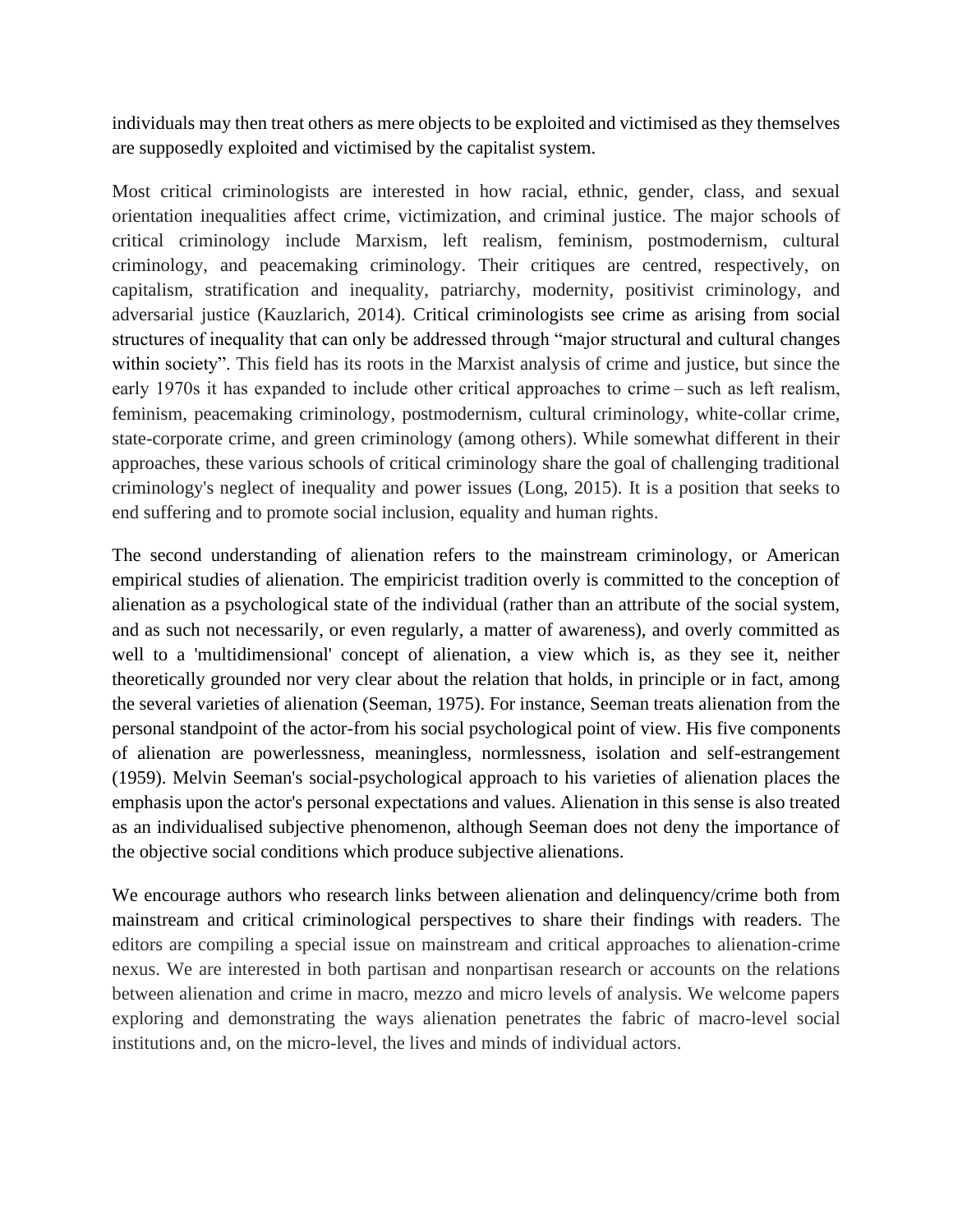individuals may then treat others as mere objects to be exploited and victimised as they themselves are supposedly exploited and victimised by the capitalist system.

Most critical criminologists are interested in how racial, ethnic, gender, class, and sexual orientation inequalities affect crime, victimization, and criminal justice. The major schools of critical criminology include Marxism, left realism, feminism, postmodernism, cultural criminology, and peacemaking criminology. Their critiques are centred, respectively, on capitalism, stratification and inequality, patriarchy, modernity, positivist criminology, and adversarial justice (Kauzlarich, 2014). Critical criminologists see crime as arising from social structures of inequality that can only be addressed through "major structural and cultural changes within society". This field has its roots in the Marxist analysis of crime and justice, but since the early 1970s it has expanded to include other critical approaches to crime – such as left realism, feminism, peacemaking criminology, postmodernism, cultural criminology, white-collar crime, state-corporate crime, and green criminology (among others). While somewhat different in their approaches, these various schools of critical criminology share the goal of challenging traditional criminology's neglect of inequality and power issues (Long, 2015). It is a position that seeks to end suffering and to promote social inclusion, equality and human rights.

The second understanding of alienation refers to the mainstream criminology, or American empirical studies of alienation. The empiricist tradition overly is committed to the conception of alienation as a psychological state of the individual (rather than an attribute of the social system, and as such not necessarily, or even regularly, a matter of awareness), and overly committed as well to a 'multidimensional' concept of alienation, a view which is, as they see it, neither theoretically grounded nor very clear about the relation that holds, in principle or in fact, among the several varieties of alienation (Seeman, 1975). For instance, Seeman treats alienation from the personal standpoint of the actor-from his social psychological point of view. His five components of alienation are powerlessness, meaningless, normlessness, isolation and self-estrangement (1959). Melvin Seeman's social-psychological approach to his varieties of alienation places the emphasis upon the actor's personal expectations and values. Alienation in this sense is also treated as an individualised subjective phenomenon, although Seeman does not deny the importance of the objective social conditions which produce subjective alienations.

We encourage authors who research links between alienation and delinquency/crime both from mainstream and critical criminological perspectives to share their findings with readers. The editors are compiling a special issue on mainstream and critical approaches to alienation-crime nexus. We are interested in both partisan and nonpartisan research or accounts on the relations between alienation and crime in macro, mezzo and micro levels of analysis. We welcome papers exploring and demonstrating the ways alienation penetrates the fabric of macro-level social institutions and, on the micro-level, the lives and minds of individual actors.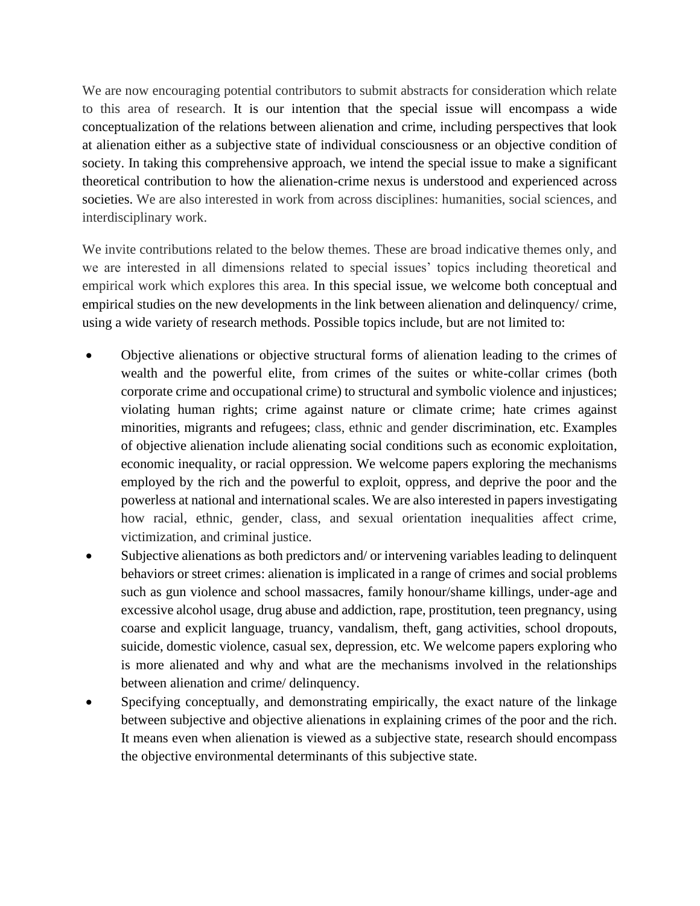We are now encouraging potential contributors to submit abstracts for consideration which relate to this area of research. It is our intention that the special issue will encompass a wide conceptualization of the relations between alienation and crime, including perspectives that look at alienation either as a subjective state of individual consciousness or an objective condition of society. In taking this comprehensive approach, we intend the special issue to make a significant theoretical contribution to how the alienation-crime nexus is understood and experienced across societies. We are also interested in work from across disciplines: humanities, social sciences, and interdisciplinary work.

We invite contributions related to the below themes. These are broad indicative themes only, and we are interested in all dimensions related to special issues' topics including theoretical and empirical work which explores this area. In this special issue, we welcome both conceptual and empirical studies on the new developments in the link between alienation and delinquency/ crime, using a wide variety of research methods. Possible topics include, but are not limited to:

- Objective alienations or objective structural forms of alienation leading to the crimes of wealth and the powerful elite, from crimes of the suites or white-collar crimes (both corporate crime and occupational crime) to structural and symbolic violence and injustices; violating human rights; crime against nature or climate crime; hate crimes against minorities, migrants and refugees; class, ethnic and gender discrimination, etc. Examples of objective alienation include alienating social conditions such as economic exploitation, economic inequality, or racial oppression. We welcome papers exploring the mechanisms employed by the rich and the powerful to exploit, oppress, and deprive the poor and the powerless at national and international scales. We are also interested in papers investigating how racial, ethnic, gender, class, and sexual orientation inequalities affect crime, victimization, and criminal justice.
- Subjective alienations as both predictors and/ or intervening variables leading to delinquent behaviors or street crimes: alienation is implicated in a range of crimes and social problems such as gun violence and school massacres, family honour/shame killings, under-age and excessive alcohol usage, drug abuse and addiction, rape, prostitution, teen pregnancy, using coarse and explicit language, truancy, vandalism, theft, gang activities, school dropouts, suicide, domestic violence, casual sex, depression, etc. We welcome papers exploring who is more alienated and why and what are the mechanisms involved in the relationships between alienation and crime/ delinquency.
- Specifying conceptually, and demonstrating empirically, the exact nature of the linkage between subjective and objective alienations in explaining crimes of the poor and the rich. It means even when alienation is viewed as a subjective state, research should encompass the objective environmental determinants of this subjective state.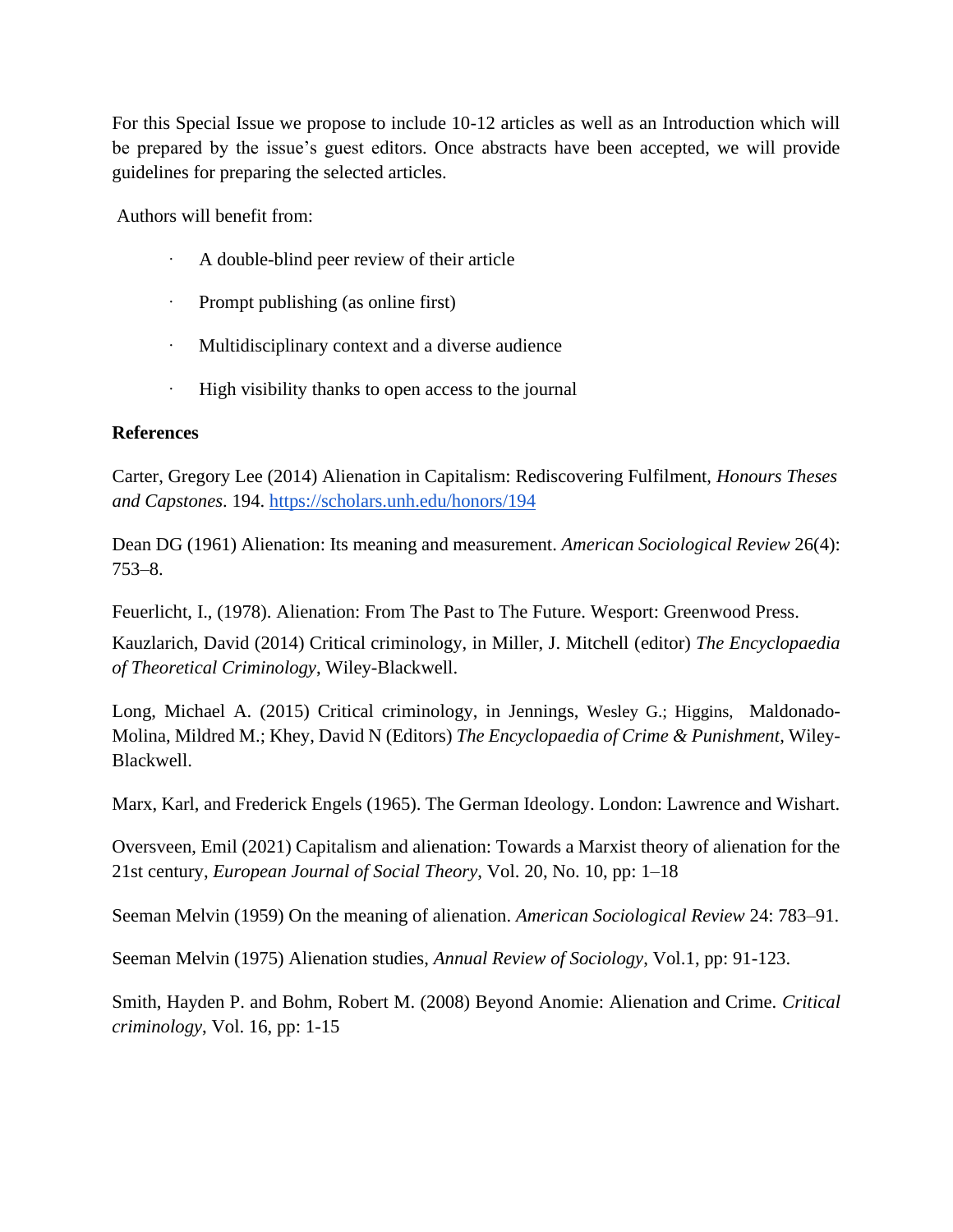For this Special Issue we propose to include 10-12 articles as well as an Introduction which will be prepared by the issue's guest editors. Once abstracts have been accepted, we will provide guidelines for preparing the selected articles.

Authors will benefit from:

- A double-blind peer review of their article
- Prompt publishing (as online first)
- Multidisciplinary context and a diverse audience
- High visibility thanks to open access to the journal

**References**

Carter, Gregory Lee (2014) Alienation in Capitalism: Rediscovering Fulfilment, *Honours Theses and Capstones*. 194. https://scholars.unh.edu/honors/194

Dean DG (1961) Alienation: Its meaning and measurement. *American Sociological Review* 26(4): 753–8.

Feuerlicht, I., (1978). Alienation: From The Past to The Future. Wesport: Greenwood Press.

Kauzlarich, David (2014) Critical criminology, in Miller, J. Mitchell (editor) *The Encyclopaedia of Theoretical Criminology*, Wiley-Blackwell.

Long, Michael A. (2015) Critical criminology, in Jennings, Wesley G.; Higgins, Maldonado-Molina, Mildred M.; Khey, David N (Editors) *The Encyclopaedia of Crime & Punishment*, Wiley-Blackwell.

Marx, Karl, and Frederick Engels (1965). The German Ideology. London: Lawrence and Wishart.

Oversveen, Emil (2021) Capitalism and alienation: Towards a Marxist theory of alienation for the 21st century, *European Journal of Social Theory*, Vol. 20, No. 10, pp: 1–18

Seeman Melvin (1959) On the meaning of alienation. *American Sociological Review* 24: 783–91.

Seeman Melvin (1975) Alienation studies, *Annual Review of Sociology*, Vol.1, pp: 91-123.

Smith, Hayden P. and Bohm, Robert M. (2008) Beyond Anomie: Alienation and Crime. *Critical criminology*, Vol. 16, pp: 1-15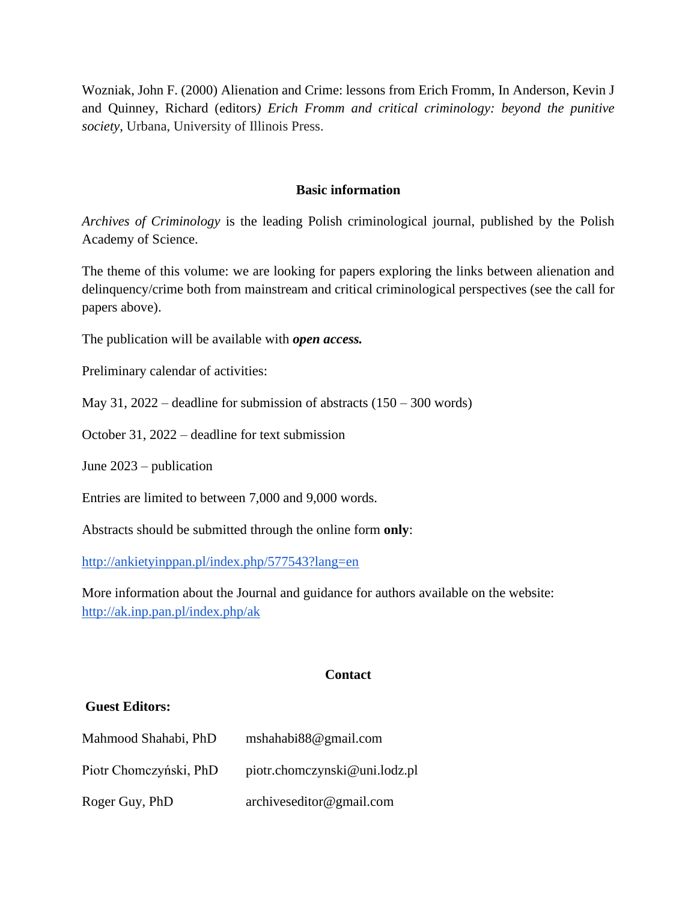Wozniak, John F. (2000) Alienation and Crime: lessons from Erich Fromm, In Anderson, Kevin J and Quinney, Richard (editors) *Erich Fromm and critical criminology: beyond the punitive society*, Urbana, University of Illinois Press.

## Basic information

*Archives of Criminology* is the leading Polish criminological journal, published by the Polish Academy of Science.

The theme of this volume: we are looking for papers exploring the links between alienation and delinquency/crime both from mainstream and critical criminological perspectives (see the call for papers above).

The publication will be available with ***open access.***

Preliminary calendar of activities:

May 31, 2022 – deadline for submission of abstracts (150 – 300 words)

October 31, 2022 – deadline for text submission

June 2023 – publication

Entries are limited to between 7,000 and 9,000 words.

Abstracts should be submitted through the online form **only**:

http://ankietyinppan.pl/index.php/577543?lang=en

More information about the Journal and guidance for authors available on the website: http://ak.inp.pan.pl/index.php/ak

## Contact

**Guest Editors:**

| | |
|---|---|
| Mahmood Shahabi, PhD | mshahabi88@gmail.com |
| Piotr Chomczyński, PhD | piotr.chomczynski@uni.lodz.pl |
| Roger Guy, PhD | archiveseditor@gmail.com |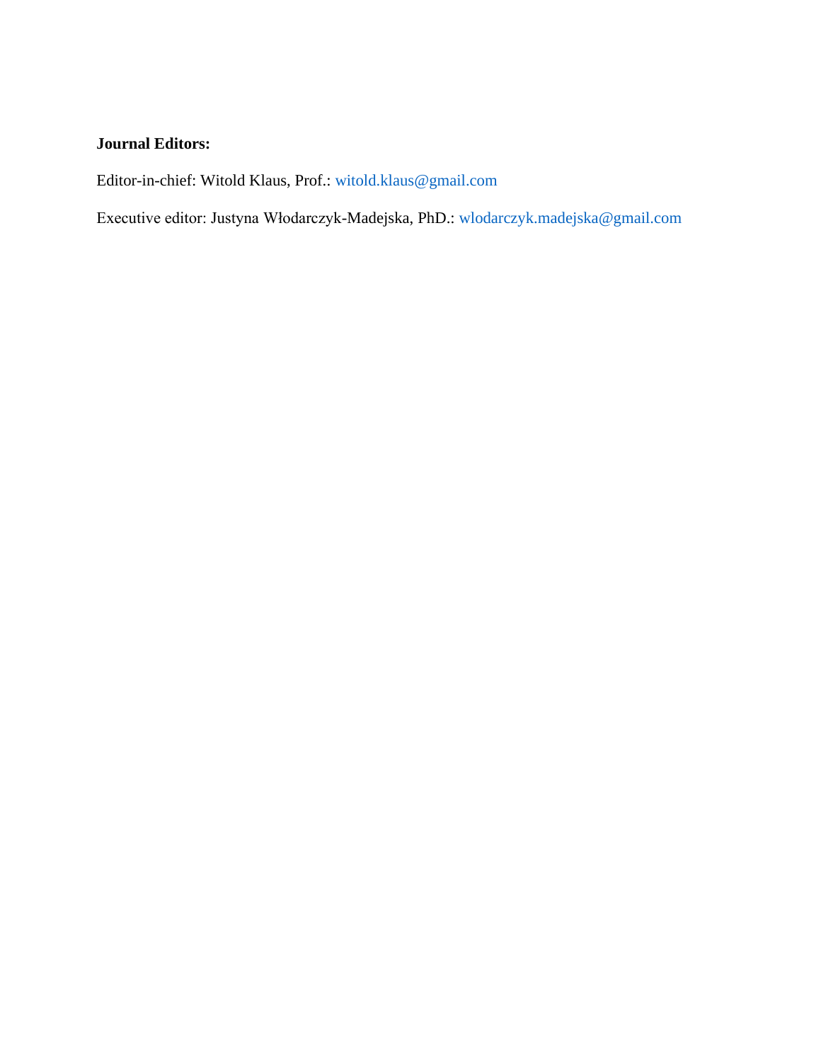**Journal Editors:**

Editor-in-chief: Witold Klaus, Prof.: witold.klaus@gmail.com

Executive editor: Justyna Włodarczyk-Madejska, PhD.: wlodarczyk.madejska@gmail.com